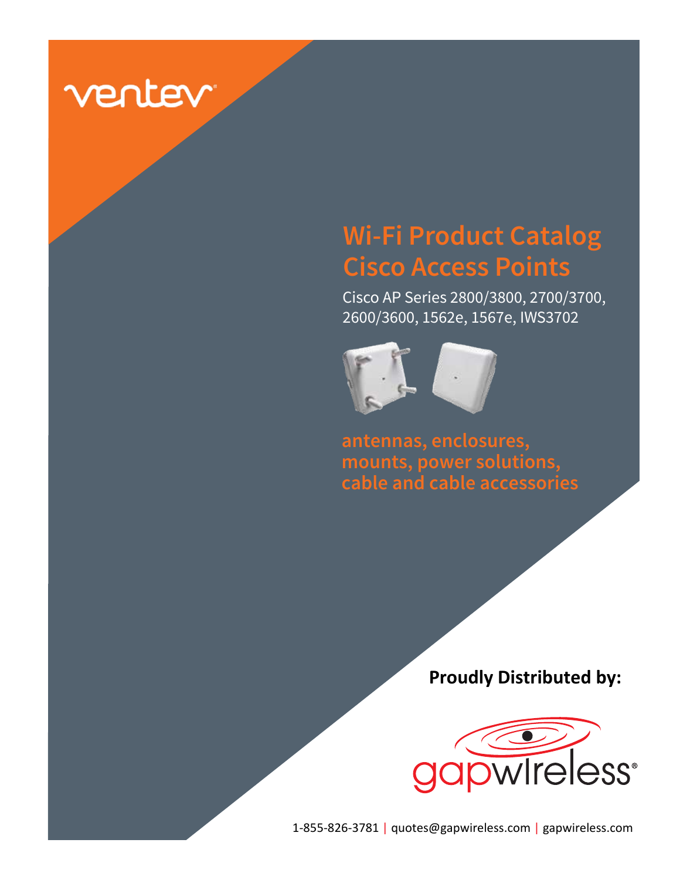ventev

# Wi-Fi Product Catalog
# Cisco Access Points

Cisco AP Series 2800/3800, 2700/3700, 2600/3600, 1562e, 1567e, IWS3702

**antennas, enclosures, mounts, power solutions, cable and cable accessories**

**Proudly Distributed by:**

gapwireless

1-855-826-3781 | quotes@gapwireless.com | gapwireless.com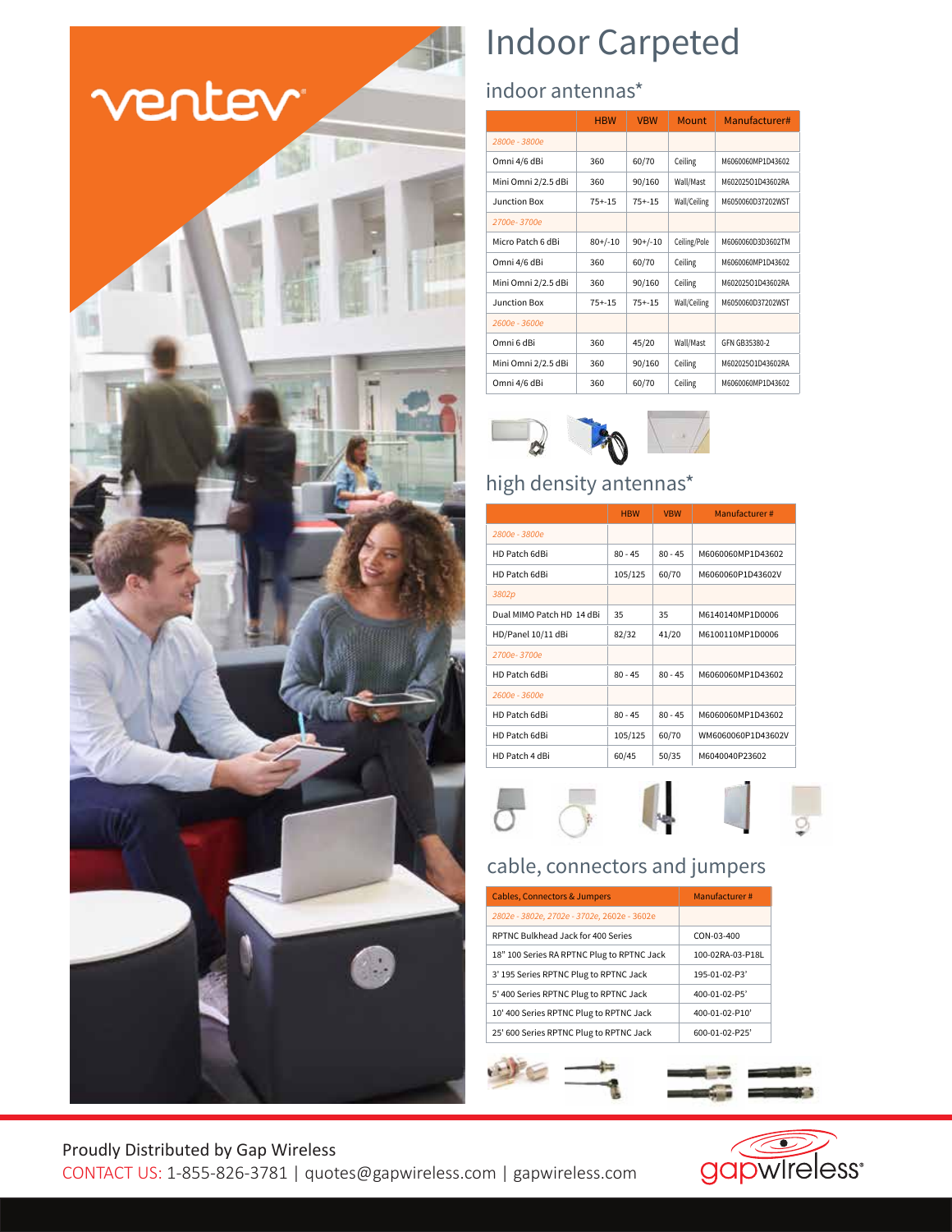# Indoor Carpeted

## indoor antennas*

| | HBW | VBW | Mount | Manufacturer# |
|---|---|---|---|---|
| 2800e - 3800e | | | | |
| Omni 4/6 dBi | 360 | 60/70 | Ceiling | M6060060MP1D43602 |
| Mini Omni 2/2.5 dBi | 360 | 90/160 | Wall/Mast | M6020250 1D43602RA |
| Junction Box | 75+-15 | 75+-15 | Wall/Ceiling | M6050060D37202WST |
| 2700e- 3700e | | | | |
| Micro Patch 6 dBi | 80+/-10 | 90+/-10 | Ceiling/Pole | M6060060D3D3602TM |
| Omni 4/6 dBi | 360 | 60/70 | Ceiling | M6060060MP1D43602 |
| Mini Omni 2/2.5 dBi | 360 | 90/160 | Ceiling | M6020250 1D43602RA |
| Junction Box | 75+-15 | 75+-15 | Wall/Ceiling | M6050060D37202WST |
| 2600e - 3600e | | | | |
| Omni 6 dBi | 360 | 45/20 | Wall/Mast | GFN GB35380-2 |
| Mini Omni 2/2.5 dBi | 360 | 90/160 | Ceiling | M6020250 1D43602RA |
| Omni 4/6 dBi | 360 | 60/70 | Ceiling | M6060060MP1D43602 |

## high density antennas*

| | HBW | VBW | Manufacturer # |
|---|---|---|---|
| 2800e - 3800e | | | |
| HD Patch 6dBi | 80 - 45 | 80 - 45 | M6060060MP1D43602 |
| HD Patch 6dBi | 105/125 | 60/70 | M6060060P1D43602V |
| 3802p | | | |
| Dual MIMO Patch HD 14 dBi | 35 | 35 | M6140140MP1D0006 |
| HD/Panel 10/11 dBi | 82/32 | 41/20 | M6100110MP1D0006 |
| 2700e- 3700e | | | |
| HD Patch 6dBi | 80 - 45 | 80 - 45 | M6060060MP1D43602 |
| 2600e - 3600e | | | |
| HD Patch 6dBi | 80 - 45 | 80 - 45 | M6060060MP1D43602 |
| HD Patch 6dBi | 105/125 | 60/70 | WM6060060P1D43602V |
| HD Patch 4 dBi | 60/45 | 50/35 | M6040040P23602 |

## cable, connectors and jumpers

| Cables, Connectors & Jumpers | Manufacturer # |
|---|---|
| 2802e - 3802e, 2702e - 3702e, 2602e - 3602e | |
| RPTNC Bulkhead Jack for 400 Series | CON-03-400 |
| 18" 100 Series RA RPTNC Plug to RPTNC Jack | 100-02RA-03-P18L |
| 3' 195 Series RPTNC Plug to RPTNC Jack | 195-01-02-P3' |
| 5' 400 Series RPTNC Plug to RPTNC Jack | 400-01-02-P5' |
| 10' 400 Series RPTNC Plug to RPTNC Jack | 400-01-02-P10' |
| 25' 600 Series RPTNC Plug to RPTNC Jack | 600-01-02-P25' |

Proudly Distributed by Gap Wireless

CONTACT US: 1-855-826-3781 | quotes@gapwireless.com | gapwireless.com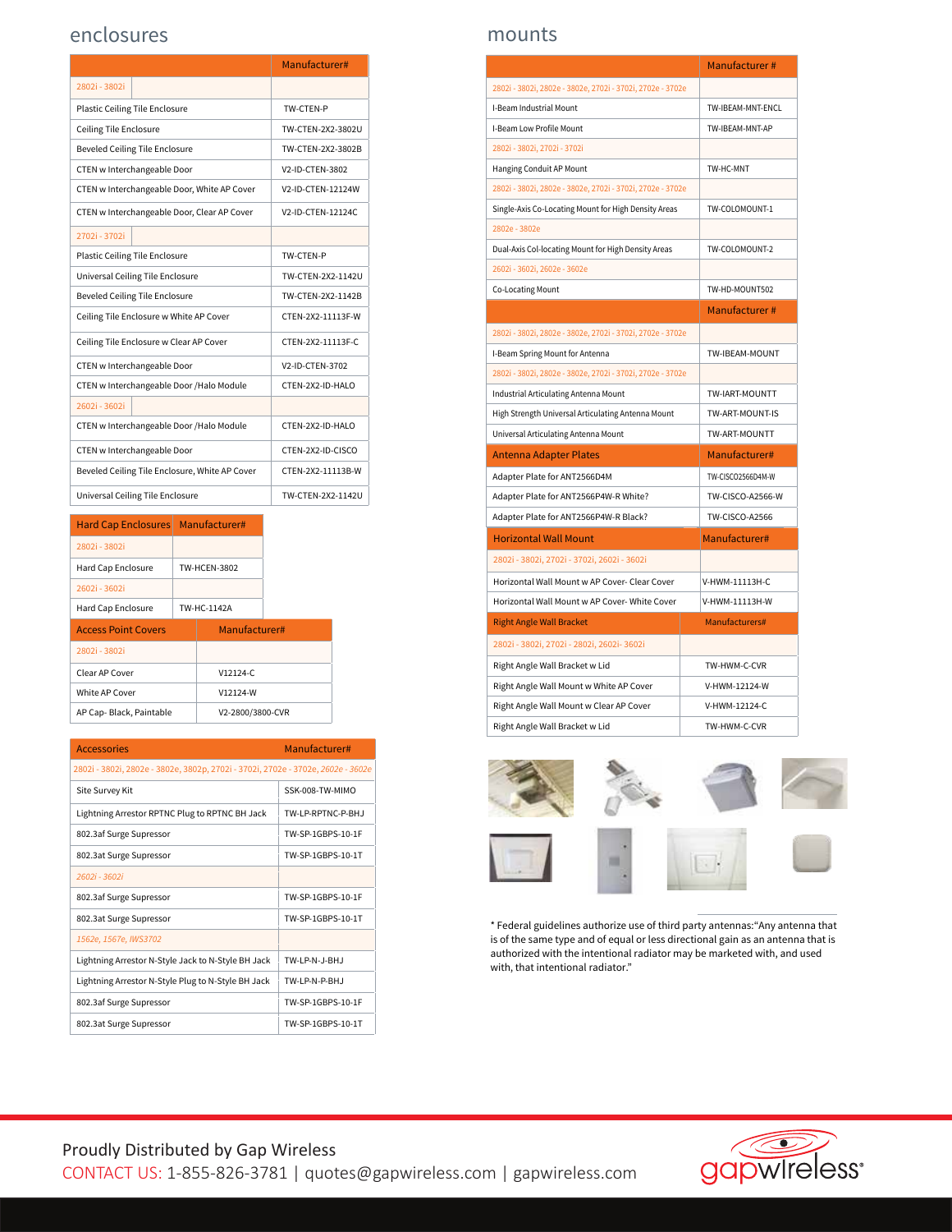## enclosures

| | Manufacturer# |
|---|---|
| 2802i - 3802i | |
| Plastic Ceiling Tile Enclosure | TW-CTEN-P |
| Ceiling Tile Enclosure | TW-CTEN-2X2-3802U |
| Beveled Ceiling Tile Enclosure | TW-CTEN-2X2-3802B |
| CTEN w Interchangeable Door | V2-ID-CTEN-3802 |
| CTEN w Interchangeable Door, White AP Cover | V2-ID-CTEN-12124W |
| CTEN w Interchangeable Door, Clear AP Cover | V2-ID-CTEN-12124C |
| 2702i - 3702i | |
| Plastic Ceiling Tile Enclosure | TW-CTEN-P |
| Universal Ceiling Tile Enclosure | TW-CTEN-2X2-1142U |
| Beveled Ceiling Tile Enclosure | TW-CTEN-2X2-1142B |
| Ceiling Tile Enclosure w White AP Cover | CTEN-2X2-11113F-W |
| Ceiling Tile Enclosure w Clear AP Cover | CTEN-2X2-11113F-C |
| CTEN w Interchangeable Door | V2-ID-CTEN-3702 |
| CTEN w Interchangeable Door /Halo Module | CTEN-2X2-ID-HALO |
| 2602i - 3602i | |
| CTEN w Interchangeable Door /Halo Module | CTEN-2X2-ID-HALO |
| CTEN w Interchangeable Door | CTEN-2X2-ID-CISCO |
| Beveled Ceiling Tile Enclosure, White AP Cover | CTEN-2X2-11113B-W |
| Universal Ceiling Tile Enclosure | TW-CTEN-2X2-1142U |

| Hard Cap Enclosures | Manufacturer# |
|---|---|
| 2802i - 3802i | |
| Hard Cap Enclosure | TW-HCEN-3802 |
| 2602i - 3602i | |
| Hard Cap Enclosure | TW-HC-1142A |

| Access Point Covers | Manufacturer# |
|---|---|
| 2802i - 3802i | |
| Clear AP Cover | V12124-C |
| White AP Cover | V12124-W |
| AP Cap- Black, Paintable | V2-2800/3800-CVR |

| Accessories | Manufacturer# |
|---|---|
| 2802i - 3802i, 2802e - 3802e, 3802p, 2702i - 3702i, 2702e - 3702e, *2602e - 3602e* | |
| Site Survey Kit | SSK-008-TW-MIMO |
| Lightning Arrestor RPTNC Plug to RPTNC BH Jack | TW-LP-RPTNC-P-BHJ |
| 802.3af Surge Supressor | TW-SP-1GBPS-10-1F |
| 802.3at Surge Supressor | TW-SP-1GBPS-10-1T |
| *2602i - 3602i* | |
| 802.3af Surge Supressor | TW-SP-1GBPS-10-1F |
| 802.3at Surge Supressor | TW-SP-1GBPS-10-1T |
| *1562e, 1567e, IWS3702* | |
| Lightning Arrestor N-Style Jack to N-Style BH Jack | TW-LP-N-J-BHJ |
| Lightning Arrestor N-Style Plug to N-Style BH Jack | TW-LP-N-P-BHJ |
| 802.3af Surge Supressor | TW-SP-1GBPS-10-1F |
| 802.3at Surge Supressor | TW-SP-1GBPS-10-1T |

## mounts

| | Manufacturer # |
|---|---|
| 2802i - 3802i, 2802e - 3802e, 2702i - 3702i, 2702e - 3702e | |
| I-Beam Industrial Mount | TW-IBEAM-MNT-ENCL |
| I-Beam Low Profile Mount | TW-IBEAM-MNT-AP |
| 2802i - 3802i, 2702i - 3702i | |
| Hanging Conduit AP Mount | TW-HC-MNT |
| 2802i - 3802i, 2802e - 3802e, 2702i - 3702i, 2702e - 3702e | |
| Single-Axis Co-Locating Mount for High Density Areas | TW-COLOMOUNT-1 |
| 2802e - 3802e | |
| Dual-Axis Col-locating Mount for High Density Areas | TW-COLOMOUNT-2 |
| 2602i - 3602i, 2602e - 3602e | |
| Co-Locating Mount | TW-HD-MOUNT502 |

| | Manufacturer # |
|---|---|
| 2802i - 3802i, 2802e - 3802e, 2702i - 3702i, 2702e - 3702e | |
| I-Beam Spring Mount for Antenna | TW-IBEAM-MOUNT |
| 2802i - 3802i, 2802e - 3802e, 2702i - 3702i, 2702e - 3702e | |
| Industrial Articulating Antenna Mount | TW-IART-MOUNTT |
| High Strength Universal Articulating Antenna Mount | TW-ART-MOUNT-IS |
| Universal Articulating Antenna Mount | TW-ART-MOUNTT |

| Antenna Adapter Plates | Manufacturer# |
|---|---|
| Adapter Plate for ANT2566D4M | TW-CISCO2566D4M-W |
| Adapter Plate for ANT2566P4W-R White? | TW-CISCO-A2566-W |
| Adapter Plate for ANT2566P4W-R Black? | TW-CISCO-A2566 |

| Horizontal Wall Mount | Manufacturer# |
|---|---|
| 2802i - 3802i, 2702i - 3702i, 2602i - 3602i | |
| Horizontal Wall Mount w AP Cover- Clear Cover | V-HWM-11113H-C |
| Horizontal Wall Mount w AP Cover- White Cover | V-HWM-11113H-W |

| Right Angle Wall Bracket | Manufacturers# |
|---|---|
| 2802i - 3802i, 2702i - 2802i, 2602i- 3602i | |
| Right Angle Wall Bracket w Lid | TW-HWM-C-CVR |
| Right Angle Wall Mount w White AP Cover | V-HWM-12124-W |
| Right Angle Wall Mount w Clear AP Cover | V-HWM-12124-C |
| Right Angle Wall Bracket w Lid | TW-HWM-C-CVR |

* Federal guidelines authorize use of third party antennas:"Any antenna that is of the same type and of equal or less directional gain as an antenna that is authorized with the intentional radiator may be marketed with, and used with, that intentional radiator."

Proudly Distributed by Gap Wireless

CONTACT US: 1-855-826-3781 | quotes@gapwireless.com | gapwireless.com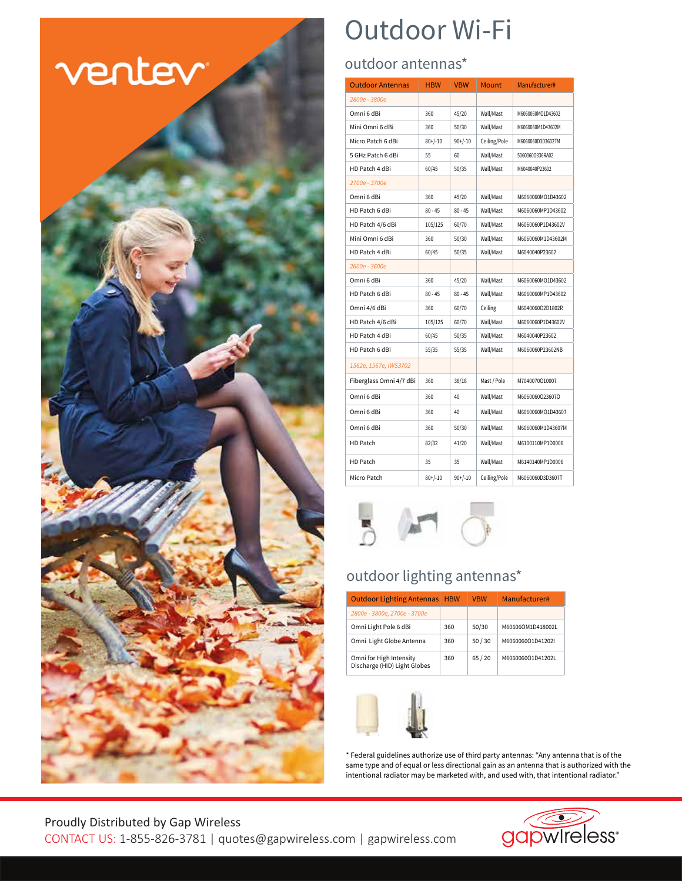# Outdoor Wi-Fi

## outdoor antennas*

| Outdoor Antennas | HBW | VBW | Mount | Manufacturer# |
|---|---|---|---|---|
| *2800e - 3800e* | | | | |
| Omni 6 dBi | 360 | 45/20 | Wall/Mast | M6060060MO1D43602 |
| Mini Omni 6 dBi | 360 | 50/30 | Wall/Mast | M6060060M1D43602M |
| Micro Patch 6 dBi | 80+/-10 | 90+/-10 | Ceiling/Pole | M6060060D3D3602TM |
| 5 GHz Patch 6 dBi | 55 | 60 | Wall/Mast | 5060060D336RA02 |
| HD Patch 4 dBi | 60/45 | 50/35 | Wall/Mast | M6040040P23602 |
| *2700e - 3700e* | | | | |
| Omni 6 dBi | 360 | 45/20 | Wall/Mast | M6060060MO1D43602 |
| HD Patch 6 dBi | 80 - 45 | 80 - 45 | Wall/Mast | M6060060MP1D43602 |
| HD Patch 4/6 dBi | 105/125 | 60/70 | Wall/Mast | M6060060P1D43602V |
| Mini Omni 6 dBi | 360 | 50/30 | Wall/Mast | M6060060M1D43602M |
| HD Patch 4 dBi | 60/45 | 50/35 | Wall/Mast | M6040040P23602 |
| *2600e - 3600e* | | | | |
| Omni 6 dBi | 360 | 45/20 | Wall/Mast | M6060060MO1D43602 |
| HD Patch 6 dBi | 80 - 45 | 80 - 45 | Wall/Mast | M6060060MP1D43602 |
| Omni 4/6 dBi | 360 | 60/70 | Ceiling | M6040060O2D1802R |
| HD Patch 4/6 dBi | 105/125 | 60/70 | Wall/Mast | M6060060P1D43602V |
| HD Patch 4 dBi | 60/45 | 50/35 | Wall/Mast | M6040040P23602 |
| HD Patch 6 dBi | 55/35 | 55/35 | Wall/Mast | M6060060P23602NB |
| *1562e, 1567e, IWS3702* | | | | |
| Fiberglass Omni 4/7 dBi | 360 | 38/18 | Mast / Pole | M7040070O10007 |
| Omni 6 dBi | 360 | 40 | Wall/Mast | M6060060O23607O |
| Omni 6 dBi | 360 | 40 | Wall/Mast | M6060060MO1D43607 |
| Omni 6 dBi | 360 | 50/30 | Wall/Mast | M6060060M1D43607M |
| HD Patch | 82/32 | 41/20 | Wall/Mast | M6100110MP1D0006 |
| HD Patch | 35 | 35 | Wall/Mast | M6140140MP1D0006 |
| Micro Patch | 80+/-10 | 90+/-10 | Ceiling/Pole | M6060060D3D3607T |

## outdoor lighting antennas*

| Outdoor Lighting Antennas | HBW | VBW | Manufacturer# |
|---|---|---|---|
| *2800e - 3800e, 2700e - 3700e* | | | |
| Omni Light Pole 6 dBi | 360 | 50/30 | M60606OM1D418002L |
| Omni Light Globe Antenna | 360 | 50 / 30 | M6060060O1D41202I |
| Omni for High Intensity Discharge (HID) Light Globes | 360 | 65 / 20 | M6060060O1D41202L |

* Federal guidelines authorize use of third party antennas: "Any antenna that is of the same type and of equal or less directional gain as an antenna that is authorized with the intentional radiator may be marketed with, and used with, that intentional radiator."

Proudly Distributed by Gap Wireless

CONTACT US: 1-855-826-3781 | quotes@gapwireless.com | gapwireless.com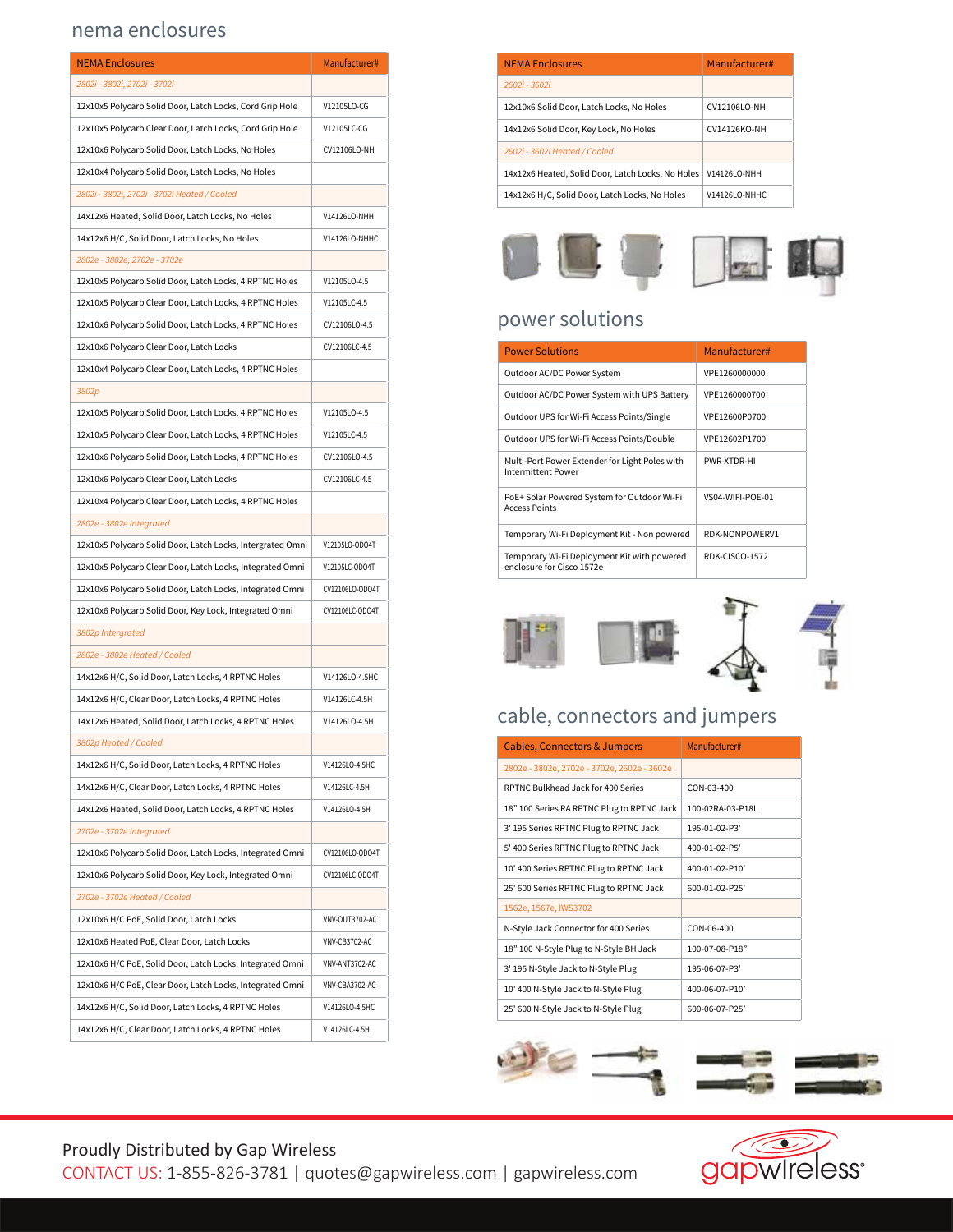## nema enclosures

| NEMA Enclosures | Manufacturer# |
|---|---|
| *2802i - 3802i, 2702i - 3702i* | |
| 12x10x5 Polycarb Solid Door, Latch Locks, Cord Grip Hole | V12105LO-CG |
| 12x10x5 Polycarb Clear Door, Latch Locks, Cord Grip Hole | V12105LC-CG |
| 12x10x6 Polycarb Solid Door, Latch Locks, No Holes | CV12106LO-NH |
| 12x10x4 Polycarb Solid Door, Latch Locks, No Holes | |
| *2802i - 3802i, 2702i - 3702i Heated / Cooled* | |
| 14x12x6 Heated, Solid Door, Latch Locks, No Holes | V14126LO-NHH |
| 14x12x6 H/C, Solid Door, Latch Locks, No Holes | V14126LO-NHHC |
| *2802e - 3802e, 2702e - 3702e* | |
| 12x10x5 Polycarb Solid Door, Latch Locks, 4 RPTNC Holes | V12105LO-4.5 |
| 12x10x5 Polycarb Clear Door, Latch Locks, 4 RPTNC Holes | V12105LC-4.5 |
| 12x10x6 Polycarb Solid Door, Latch Locks, 4 RPTNC Holes | CV12106LO-4.5 |
| 12x10x6 Polycarb Clear Door, Latch Locks | CV12106LC-4.5 |
| 12x10x4 Polycarb Clear Door, Latch Locks, 4 RPTNC Holes | |
| *3802p* | |
| 12x10x5 Polycarb Solid Door, Latch Locks, 4 RPTNC Holes | V12105LO-4.5 |
| 12x10x5 Polycarb Clear Door, Latch Locks, 4 RPTNC Holes | V12105LC-4.5 |
| 12x10x6 Polycarb Solid Door, Latch Locks, 4 RPTNC Holes | CV12106LO-4.5 |
| 12x10x6 Polycarb Clear Door, Latch Locks | CV12106LC-4.5 |
| 12x10x4 Polycarb Clear Door, Latch Locks, 4 RPTNC Holes | |
| *2802e - 3802e Integrated* | |
| 12x10x5 Polycarb Solid Door, Latch Locks, Intergrated Omni | V12105LO-ODO4T |
| 12x10x5 Polycarb Clear Door, Latch Locks, Integrated Omni | V12105LC-ODO4T |
| 12x10x6 Polycarb Solid Door, Latch Locks, Integrated Omni | CV12106LO-ODO4T |
| 12x10x6 Polycarb Solid Door, Key Lock, Integrated Omni | CV12106LC-ODO4T |
| *3802p Intergrated* | |
| *2802e - 3802e Heated / Cooled* | |
| 14x12x6 H/C, Solid Door, Latch Locks, 4 RPTNC Holes | V14126LO-4.5HC |
| 14x12x6 H/C, Clear Door, Latch Locks, 4 RPTNC Holes | V14126LC-4.5H |
| 14x12x6 Heated, Solid Door, Latch Locks, 4 RPTNC Holes | V14126LO-4.5H |
| *3802p Heated / Cooled* | |
| 14x12x6 H/C, Solid Door, Latch Locks, 4 RPTNC Holes | V14126LO-4.5HC |
| 14x12x6 H/C, Clear Door, Latch Locks, 4 RPTNC Holes | V14126LC-4.5H |
| 14x12x6 Heated, Solid Door, Latch Locks, 4 RPTNC Holes | V14126LO-4.5H |
| *2702e - 3702e Integrated* | |
| 12x10x6 Polycarb Solid Door, Latch Locks, Integrated Omni | CV12106LO-ODO4T |
| 12x10x6 Polycarb Solid Door, Key Lock, Integrated Omni | CV12106LC-ODO4T |
| *2702e - 3702e Heated / Cooled* | |
| 12x10x6 H/C PoE, Solid Door, Latch Locks | VNV-OUT3702-AC |
| 12x10x6 Heated PoE, Clear Door, Latch Locks | VNV-CB3702-AC |
| 12x10x6 H/C PoE, Solid Door, Latch Locks, Integrated Omni | VNV-ANT3702-AC |
| 12x10x6 H/C PoE, Clear Door, Latch Locks, Integrated Omni | VNV-CBA3702-AC |
| 14x12x6 H/C, Solid Door, Latch Locks, 4 RPTNC Holes | V14126LO-4.5HC |
| 14x12x6 H/C, Clear Door, Latch Locks, 4 RPTNC Holes | V14126LC-4.5H |

| NEMA Enclosures | Manufacturer# |
|---|---|
| *2602i - 3602i* | |
| 12x10x6 Solid Door, Latch Locks, No Holes | CV12106LO-NH |
| 14x12x6 Solid Door, Key Lock, No Holes | CV14126KO-NH |
| *2602i - 3602i Heated / Cooled* | |
| 14x12x6 Heated, Solid Door, Latch Locks, No Holes | V14126LO-NHH |
| 14x12x6 H/C, Solid Door, Latch Locks, No Holes | V14126LO-NHHC |

## power solutions

| Power Solutions | Manufacturer# |
|---|---|
| Outdoor AC/DC Power System | VPE1260000000 |
| Outdoor AC/DC Power System with UPS Battery | VPE1260000700 |
| Outdoor UPS for Wi-Fi Access Points/Single | VPE12600P0700 |
| Outdoor UPS for Wi-Fi Access Points/Double | VPE12602P1700 |
| Multi-Port Power Extender for Light Poles with Intermittent Power | PWR-XTDR-HI |
| PoE+ Solar Powered System for Outdoor Wi-Fi Access Points | VS04-WIFI-POE-01 |
| Temporary Wi-Fi Deployment Kit - Non powered | RDK-NONPOWERV1 |
| Temporary Wi-Fi Deployment Kit with powered enclosure for Cisco 1572e | RDK-CISCO-1572 |

## cable, connectors and jumpers

| Cables, Connectors & Jumpers | Manufacturer# |
|---|---|
| 2802e - 3802e, 2702e - 3702e, 2602e - 3602e | |
| RPTNC Bulkhead Jack for 400 Series | CON-03-400 |
| 18" 100 Series RA RPTNC Plug to RPTNC Jack | 100-02RA-03-P18L |
| 3' 195 Series RPTNC Plug to RPTNC Jack | 195-01-02-P3' |
| 5' 400 Series RPTNC Plug to RPTNC Jack | 400-01-02-P5' |
| 10' 400 Series RPTNC Plug to RPTNC Jack | 400-01-02-P10' |
| 25' 600 Series RPTNC Plug to RPTNC Jack | 600-01-02-P25' |
| 1562e, 1567e, IWS3702 | |
| N-Style Jack Connector for 400 Series | CON-06-400 |
| 18" 100 N-Style Plug to N-Style BH Jack | 100-07-08-P18" |
| 3' 195 N-Style Jack to N-Style Plug | 195-06-07-P3' |
| 10' 400 N-Style Jack to N-Style Plug | 400-06-07-P10' |
| 25' 600 N-Style Jack to N-Style Plug | 600-06-07-P25' |

Proudly Distributed by Gap Wireless

CONTACT US: 1-855-826-3781 | quotes@gapwireless.com | gapwireless.com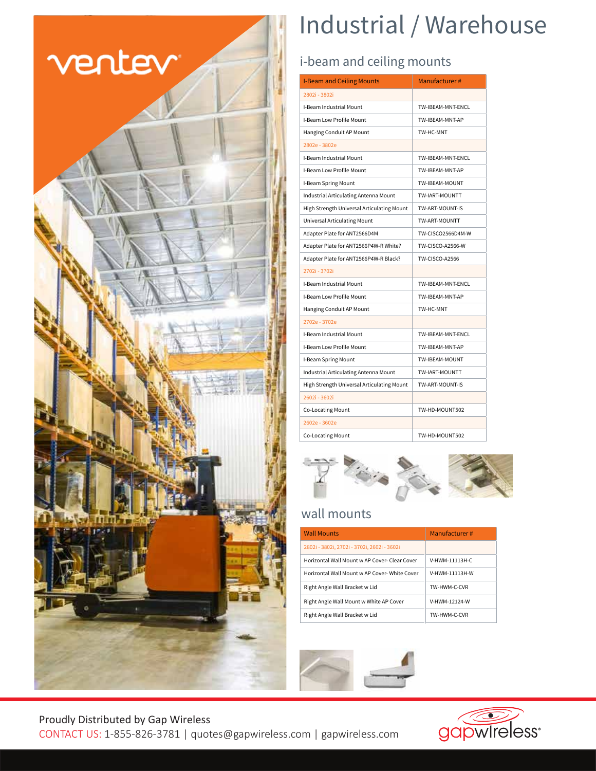# Industrial / Warehouse

## i-beam and ceiling mounts

| I-Beam and Ceiling Mounts | Manufacturer # |
|---|---|
| 2802i - 3802i | |
| I-Beam Industrial Mount | TW-IBEAM-MNT-ENCL |
| I-Beam Low Profile Mount | TW-IBEAM-MNT-AP |
| Hanging Conduit AP Mount | TW-HC-MNT |
| 2802e - 3802e | |
| I-Beam Industrial Mount | TW-IBEAM-MNT-ENCL |
| I-Beam Low Profile Mount | TW-IBEAM-MNT-AP |
| I-Beam Spring Mount | TW-IBEAM-MOUNT |
| Industrial Articulating Antenna Mount | TW-IART-MOUNTT |
| High Strength Universal Articulating Mount | TW-ART-MOUNT-IS |
| Universal Articulating Mount | TW-ART-MOUNTT |
| Adapter Plate for ANT2566D4M | TW-CISCO2566D4M-W |
| Adapter Plate for ANT2566P4W-R White? | TW-CISCO-A2566-W |
| Adapter Plate for ANT2566P4W-R Black? | TW-CISCO-A2566 |
| 2702i - 3702i | |
| I-Beam Industrial Mount | TW-IBEAM-MNT-ENCL |
| I-Beam Low Profile Mount | TW-IBEAM-MNT-AP |
| Hanging Conduit AP Mount | TW-HC-MNT |
| 2702e - 3702e | |
| I-Beam Industrial Mount | TW-IBEAM-MNT-ENCL |
| I-Beam Low Profile Mount | TW-IBEAM-MNT-AP |
| I-Beam Spring Mount | TW-IBEAM-MOUNT |
| Industrial Articulating Antenna Mount | TW-IART-MOUNTT |
| High Strength Universal Articulating Mount | TW-ART-MOUNT-IS |
| 2602i - 3602i | |
| Co-Locating Mount | TW-HD-MOUNT502 |
| 2602e - 3602e | |
| Co-Locating Mount | TW-HD-MOUNT502 |

## wall mounts

| Wall Mounts | Manufacturer # |
|---|---|
| 2802i - 3802i, 2702i - 3702i, 2602i - 3602i | |
| Horizontal Wall Mount w AP Cover- Clear Cover | V-HWM-11113H-C |
| Horizontal Wall Mount w AP Cover- White Cover | V-HWM-11113H-W |
| Right Angle Wall Bracket w Lid | TW-HWM-C-CVR |
| Right Angle Wall Mount w White AP Cover | V-HWM-12124-W |
| Right Angle Wall Bracket w Lid | TW-HWM-C-CVR |

Proudly Distributed by Gap Wireless
CONTACT US: 1-855-826-3781 | quotes@gapwireless.com | gapwireless.com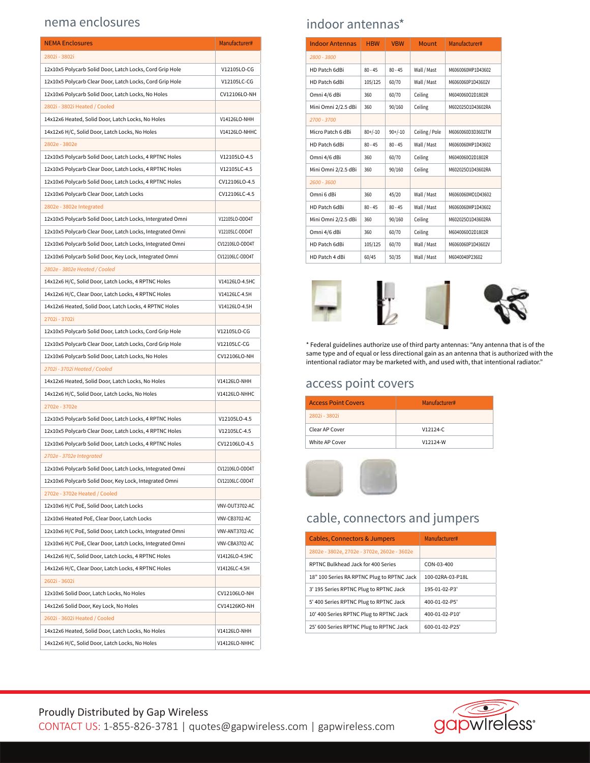## nema enclosures

| NEMA Enclosures | Manufacturer# |
|---|---|
| *2802i - 3802i* | |
| 12x10x5 Polycarb Solid Door, Latch Locks, Cord Grip Hole | V12105LO-CG |
| 12x10x5 Polycarb Clear Door, Latch Locks, Cord Grip Hole | V12105LC-CG |
| 12x10x6 Polycarb Solid Door, Latch Locks, No Holes | CV12106LO-NH |
| *2802i - 3802i Heated / Cooled* | |
| 14x12x6 Heated, Solid Door, Latch Locks, No Holes | V14126LO-NHH |
| 14x12x6 H/C, Solid Door, Latch Locks, No Holes | V14126LO-NHHC |
| *2802e - 3802e* | |
| 12x10x5 Polycarb Solid Door, Latch Locks, 4 RPTNC Holes | V12105LO-4.5 |
| 12x10x5 Polycarb Clear Door, Latch Locks, 4 RPTNC Holes | V12105LC-4.5 |
| 12x10x6 Polycarb Solid Door, Latch Locks, 4 RPTNC Holes | CV12106LO-4.5 |
| 12x10x6 Polycarb Clear Door, Latch Locks | CV12106LC-4.5 |
| *2802e - 3802e Integrated* | |
| 12x10x5 Polycarb Solid Door, Latch Locks, Intergrated Omni | V12105LO-ODO4T |
| 12x10x5 Polycarb Clear Door, Latch Locks, Integrated Omni | V12105LC-ODO4T |
| 12x10x6 Polycarb Solid Door, Latch Locks, Integrated Omni | CV12106LO-ODO4T |
| 12x10x6 Polycarb Solid Door, Key Lock, Integrated Omni | CV12106LC-ODO4T |
| *2802e - 3802e Heated / Cooled* | |
| 14x12x6 H/C, Solid Door, Latch Locks, 4 RPTNC Holes | V14126LO-4.5HC |
| 14x12x6 H/C, Clear Door, Latch Locks, 4 RPTNC Holes | V14126LC-4.5H |
| 14x12x6 Heated, Solid Door, Latch Locks, 4 RPTNC Holes | V14126LO-4.5H |
| *2702i - 3702i* | |
| 12x10x5 Polycarb Solid Door, Latch Locks, Cord Grip Hole | V12105LO-CG |
| 12x10x5 Polycarb Clear Door, Latch Locks, Cord Grip Hole | V12105LC-CG |
| 12x10x6 Polycarb Solid Door, Latch Locks, No Holes | CV12106LO-NH |
| *2702i - 3702i Heated / Cooled* | |
| 14x12x6 Heated, Solid Door, Latch Locks, No Holes | V14126LO-NHH |
| 14x12x6 H/C, Solid Door, Latch Locks, No Holes | V14126LO-NHHC |
| *2702e - 3702e* | |
| 12x10x5 Polycarb Solid Door, Latch Locks, 4 RPTNC Holes | V12105LO-4.5 |
| 12x10x5 Polycarb Clear Door, Latch Locks, 4 RPTNC Holes | V12105LC-4.5 |
| 12x10x6 Polycarb Solid Door, Latch Locks, 4 RPTNC Holes | CV12106LO-4.5 |
| *2702e - 3702e Integrated* | |
| 12x10x6 Polycarb Solid Door, Latch Locks, Integrated Omni | CV12106LO-ODO4T |
| 12x10x6 Polycarb Solid Door, Key Lock, Integrated Omni | CV12106LC-ODO4T |
| *2702e - 3702e Heated / Cooled* | |
| 12x10x6 H/C PoE, Solid Door, Latch Locks | VNV-OUT3702-AC |
| 12x10x6 Heated PoE, Clear Door, Latch Locks | VNV-CB3702-AC |
| 12x10x6 H/C PoE, Solid Door, Latch Locks, Integrated Omni | VNV-ANT3702-AC |
| 12x10x6 H/C PoE, Clear Door, Latch Locks, Integrated Omni | VNV-CBA3702-AC |
| 14x12x6 H/C, Solid Door, Latch Locks, 4 RPTNC Holes | V14126LO-4.5HC |
| 14x12x6 H/C, Clear Door, Latch Locks, 4 RPTNC Holes | V14126LC-4.5H |
| *2602i - 3602i* | |
| 12x10x6 Solid Door, Latch Locks, No Holes | CV12106LO-NH |
| 14x12x6 Solid Door, Key Lock, No Holes | CV14126KO-NH |
| *2602i - 3602i Heated / Cooled* | |
| 14x12x6 Heated, Solid Door, Latch Locks, No Holes | V14126LO-NHH |
| 14x12x6 H/C, Solid Door, Latch Locks, No Holes | V14126LO-NHHC |

## indoor antennas*

| Indoor Antennas | HBW | VBW | Mount | Manufacturer# |
|---|---|---|---|---|
| *2800 - 3800* | | | | |
| HD Patch 6dBi | 80 - 45 | 80 - 45 | Wall / Mast | M6060060MP1D43602 |
| HD Patch 6dBi | 105/125 | 60/70 | Wall / Mast | M6060060P1D43602V |
| Omni 4/6 dBi | 360 | 60/70 | Ceiling | M6040060O2D1802R |
| Mini Omni 2/2.5 dBi | 360 | 90/160 | Ceiling | M602025O1D43602RA |
| *2700 - 3700* | | | | |
| Micro Patch 6 dBi | 80+/-10 | 90+/-10 | Ceiling / Pole | M6060060D3D3602TM |
| HD Patch 6dBi | 80 - 45 | 80 - 45 | Wall / Mast | M6060060MP1D43602 |
| Omni 4/6 dBi | 360 | 60/70 | Ceiling | M6040060O2D1802R |
| Mini Omni 2/2.5 dBi | 360 | 90/160 | Ceiling | M602025O1D43602RA |
| *2600 - 3600* | | | | |
| Omni 6 dBi | 360 | 45/20 | Wall / Mast | M6060060MO1D43602 |
| HD Patch 6dBi | 80 - 45 | 80 - 45 | Wall / Mast | M6060060MP1D43602 |
| Mini Omni 2/2.5 dBi | 360 | 90/160 | Ceiling | M602025O1D43602RA |
| Omni 4/6 dBi | 360 | 60/70 | Ceiling | M6040060O2D1802R |
| HD Patch 6dBi | 105/125 | 60/70 | Wall / Mast | M6060060P1D43602V |
| HD Patch 4 dBi | 60/45 | 50/35 | Wall / Mast | M6040040P23602 |

\* Federal guidelines authorize use of third party antennas: "Any antenna that is of the same type and of equal or less directional gain as an antenna that is authorized with the intentional radiator may be marketed with, and used with, that intentional radiator."

## access point covers

| Access Point Covers | Manufacturer# |
|---|---|
| *2802i - 3802i* | |
| Clear AP Cover | V12124-C |
| White AP Cover | V12124-W |

## cable, connectors and jumpers

| Cables, Connectors & Jumpers | Manufacturer# |
|---|---|
| *2802e - 3802e, 2702e - 3702e, 2602e - 3602e* | |
| RPTNC Bulkhead Jack for 400 Series | CON-03-400 |
| 18" 100 Series RA RPTNC Plug to RPTNC Jack | 100-02RA-03-P18L |
| 3' 195 Series RPTNC Plug to RPTNC Jack | 195-01-02-P3' |
| 5' 400 Series RPTNC Plug to RPTNC Jack | 400-01-02-P5' |
| 10' 400 Series RPTNC Plug to RPTNC Jack | 400-01-02-P10' |
| 25' 600 Series RPTNC Plug to RPTNC Jack | 600-01-02-P25' |

Proudly Distributed by Gap Wireless

CONTACT US: 1-855-826-3781 | quotes@gapwireless.com | gapwireless.com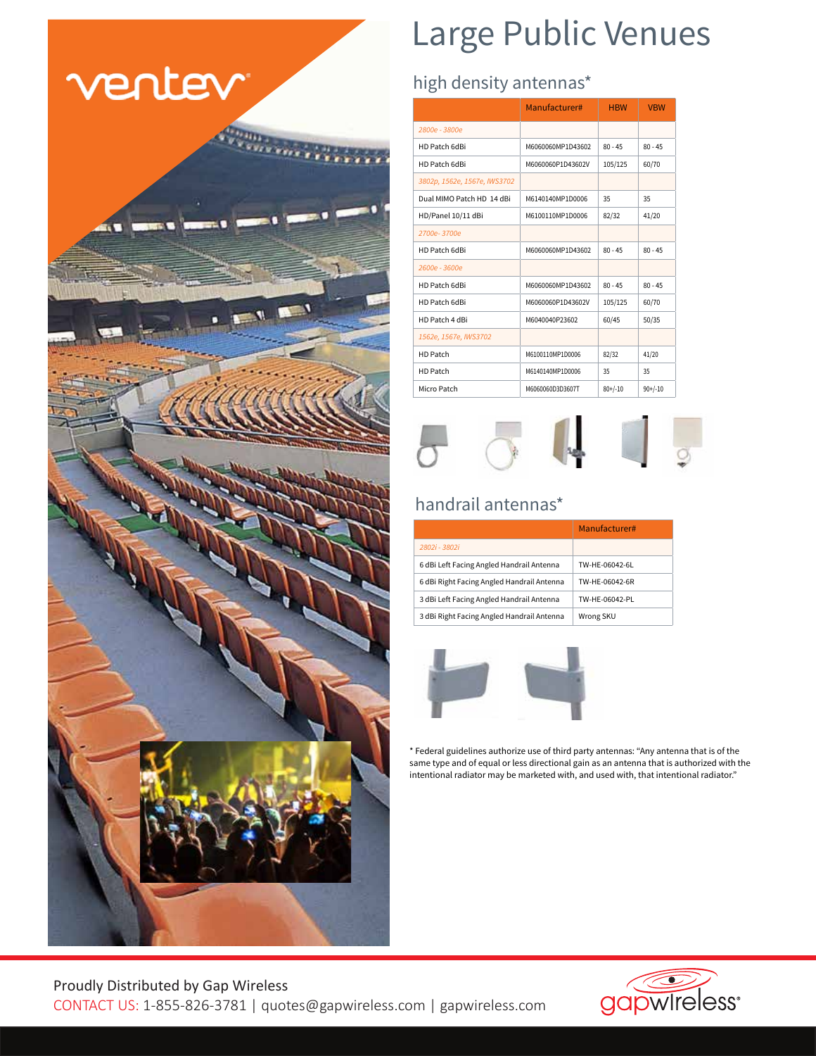# Large Public Venues

## high density antennas*

| | Manufacturer# | HBW | VBW |
|---|---|---|---|
| *2800e - 3800e* | | | |
| HD Patch 6dBi | M6060060MP1D43602 | 80 - 45 | 80 - 45 |
| HD Patch 6dBi | M6060060P1D43602V | 105/125 | 60/70 |
| *3802p, 1562e, 1567e, IWS3702* | | | |
| Dual MIMO Patch HD 14 dBi | M6140140MP1D0006 | 35 | 35 |
| HD/Panel 10/11 dBi | M6100110MP1D0006 | 82/32 | 41/20 |
| *2700e- 3700e* | | | |
| HD Patch 6dBi | M6060060MP1D43602 | 80 - 45 | 80 - 45 |
| *2600e - 3600e* | | | |
| HD Patch 6dBi | M6060060MP1D43602 | 80 - 45 | 80 - 45 |
| HD Patch 6dBi | M6060060P1D43602V | 105/125 | 60/70 |
| HD Patch 4 dBi | M6040040P23602 | 60/45 | 50/35 |
| *1562e, 1567e, IWS3702* | | | |
| HD Patch | M6100110MP1D0006 | 82/32 | 41/20 |
| HD Patch | M6140140MP1D0006 | 35 | 35 |
| Micro Patch | M6060060D3D3607T | 80+/-10 | 90+/-10 |

## handrail antennas*

| | Manufacturer# |
|---|---|
| *2802i - 3802i* | |
| 6 dBi Left Facing Angled Handrail Antenna | TW-HE-06042-6L |
| 6 dBi Right Facing Angled Handrail Antenna | TW-HE-06042-6R |
| 3 dBi Left Facing Angled Handrail Antenna | TW-HE-06042-PL |
| 3 dBi Right Facing Angled Handrail Antenna | Wrong SKU |

* Federal guidelines authorize use of third party antennas: "Any antenna that is of the same type and of equal or less directional gain as an antenna that is authorized with the intentional radiator may be marketed with, and used with, that intentional radiator."

Proudly Distributed by Gap Wireless
CONTACT US: 1-855-826-3781 | quotes@gapwireless.com | gapwireless.com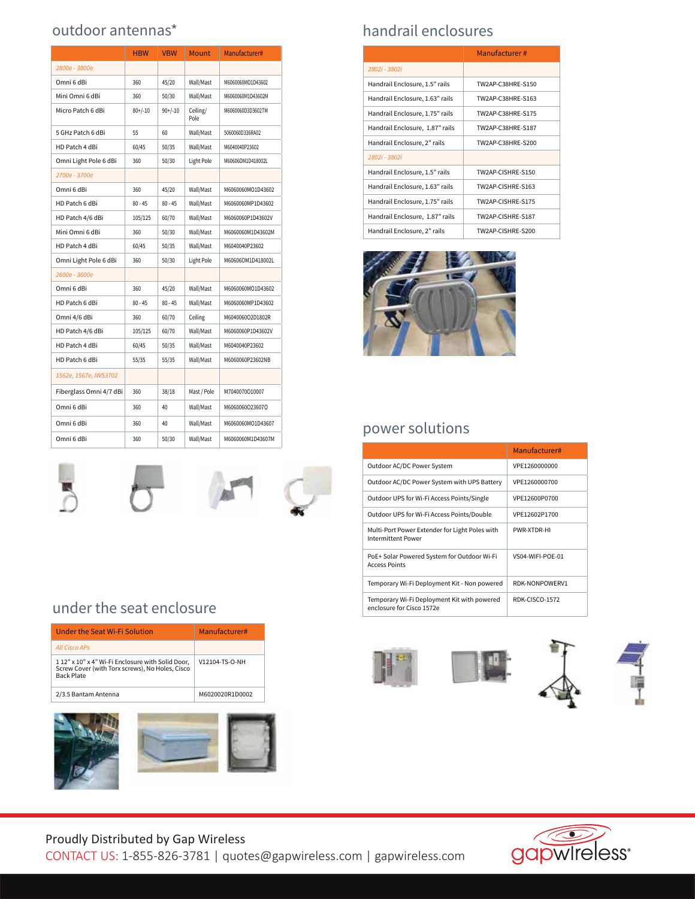## outdoor antennas*

| | HBW | VBW | Mount | Manufacturer# |
|---|---|---|---|---|
| *2800e - 3800e* | | | | |
| Omni 6 dBi | 360 | 45/20 | Wall/Mast | M6060060MO1D43602 |
| Mini Omni 6 dBi | 360 | 50/30 | Wall/Mast | M6060060M1D43602M |
| Micro Patch 6 dBi | 80+/-10 | 90+/-10 | Ceiling/ Pole | M6060060D3D3602TM |
| 5 GHz Patch 6 dBi | 55 | 60 | Wall/Mast | 5060060D336RA02 |
| HD Patch 4 dBi | 60/45 | 50/35 | Wall/Mast | M6040040P23602 |
| Omni Light Pole 6 dBi | 360 | 50/30 | Light Pole | M606060M1D418002L |
| *2700e - 3700e* | | | | |
| Omni 6 dBi | 360 | 45/20 | Wall/Mast | M6060060MO1D43602 |
| HD Patch 6 dBi | 80 - 45 | 80 - 45 | Wall/Mast | M6060060MP1D43602 |
| HD Patch 4/6 dBi | 105/125 | 60/70 | Wall/Mast | M6060060P1D43602V |
| Mini Omni 6 dBi | 360 | 50/30 | Wall/Mast | M6060060M1D43602M |
| HD Patch 4 dBi | 60/45 | 50/35 | Wall/Mast | M6040040P23602 |
| Omni Light Pole 6 dBi | 360 | 50/30 | Light Pole | M606060M1D418002L |
| *2600e - 3600e* | | | | |
| Omni 6 dBi | 360 | 45/20 | Wall/Mast | M6060060MO1D43602 |
| HD Patch 6 dBi | 80 - 45 | 80 - 45 | Wall/Mast | M6060060MP1D43602 |
| Omni 4/6 dBi | 360 | 60/70 | Ceiling | M6040060O2D1802R |
| HD Patch 4/6 dBi | 105/125 | 60/70 | Wall/Mast | M6060060P1D43602V |
| HD Patch 4 dBi | 60/45 | 50/35 | Wall/Mast | M6040040P23602 |
| HD Patch 6 dBi | 55/35 | 55/35 | Wall/Mast | M6060060P23602NB |
| *1562e, 1567e, IWS3702* | | | | |
| Fiberglass Omni 4/7 dBi | 360 | 38/18 | Mast / Pole | M7040070O10007 |
| Omni 6 dBi | 360 | 40 | Wall/Mast | M6060060O23607O |
| Omni 6 dBi | 360 | 40 | Wall/Mast | M6060060MO1D43607 |
| Omni 6 dBi | 360 | 50/30 | Wall/Mast | M6060060M1D43607M |

## handrail enclosures

| | Manufacturer # |
|---|---|
| *2802i - 3802i* | |
| Handrail Enclosure, 1.5" rails | TW2AP-C38HRE-S150 |
| Handrail Enclosure, 1.63" rails | TW2AP-C38HRE-S163 |
| Handrail Enclosure, 1.75" rails | TW2AP-C38HRE-S175 |
| Handrail Enclosure, 1.87" rails | TW2AP-C38HRE-S187 |
| Handrail Enclosure, 2" rails | TW2AP-C38HRE-S200 |
| *2802i - 3802i* | |
| Handrail Enclosure, 1.5" rails | TW2AP-CISHRE-S150 |
| Handrail Enclosure, 1.63" rails | TW2AP-CISHRE-S163 |
| Handrail Enclosure, 1.75" rails | TW2AP-CISHRE-S175 |
| Handrail Enclosure, 1.87" rails | TW2AP-CISHRE-S187 |
| Handrail Enclosure, 2" rails | TW2AP-CISHRE-S200 |

## power solutions

| | Manufacturer# |
|---|---|
| Outdoor AC/DC Power System | VPE1260000000 |
| Outdoor AC/DC Power System with UPS Battery | VPE1260000700 |
| Outdoor UPS for Wi-Fi Access Points/Single | VPE12600P0700 |
| Outdoor UPS for Wi-Fi Access Points/Double | VPE12602P1700 |
| Multi-Port Power Extender for Light Poles with Intermittent Power | PWR-XTDR-HI |
| PoE+ Solar Powered System for Outdoor Wi-Fi Access Points | VS04-WIFI-POE-01 |
| Temporary Wi-Fi Deployment Kit - Non powered | RDK-NONPOWERV1 |
| Temporary Wi-Fi Deployment Kit with powered enclosure for Cisco 1572e | RDK-CISCO-1572 |

## under the seat enclosure

| Under the Seat Wi-Fi Solution | Manufacturer# |
|---|---|
| *All Cisco APs* | |
| 1 12" x 10" x 4" Wi-Fi Enclosure with Solid Door, Screw Cover (with Torx screws), No Holes, Cisco Back Plate | V12104-TS-O-NH |
| 2/3.5 Bantam Antenna | M6020020R1D0002 |

Proudly Distributed by Gap Wireless

CONTACT US: 1-855-826-3781 | quotes@gapwireless.com | gapwireless.com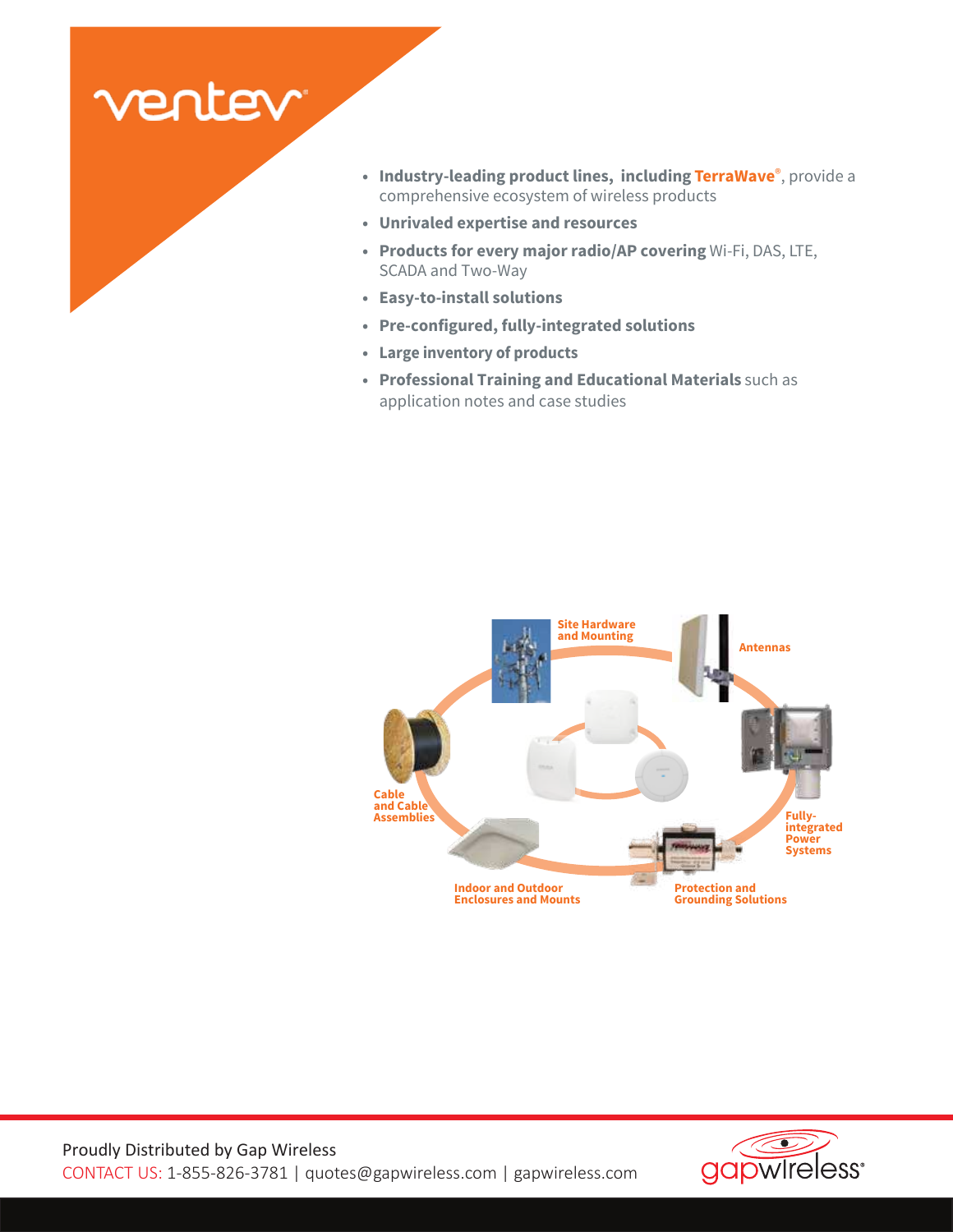ventev

- **Industry-leading product lines, including TerraWave®**, provide a comprehensive ecosystem of wireless products
- **Unrivaled expertise and resources**
- **Products for every major radio/AP covering** Wi-Fi, DAS, LTE, SCADA and Two-Way
- **Easy-to-install solutions**
- **Pre-configured, fully-integrated solutions**
- **Large inventory of products**
- **Professional Training and Educational Materials** such as application notes and case studies

Site Hardware and Mounting

Antennas

Cable and Cable Assemblies

Fully-integrated Power Systems

Indoor and Outdoor Enclosures and Mounts

Protection and Grounding Solutions

Proudly Distributed by Gap Wireless
CONTACT US: 1-855-826-3781 | quotes@gapwireless.com | gapwireless.com